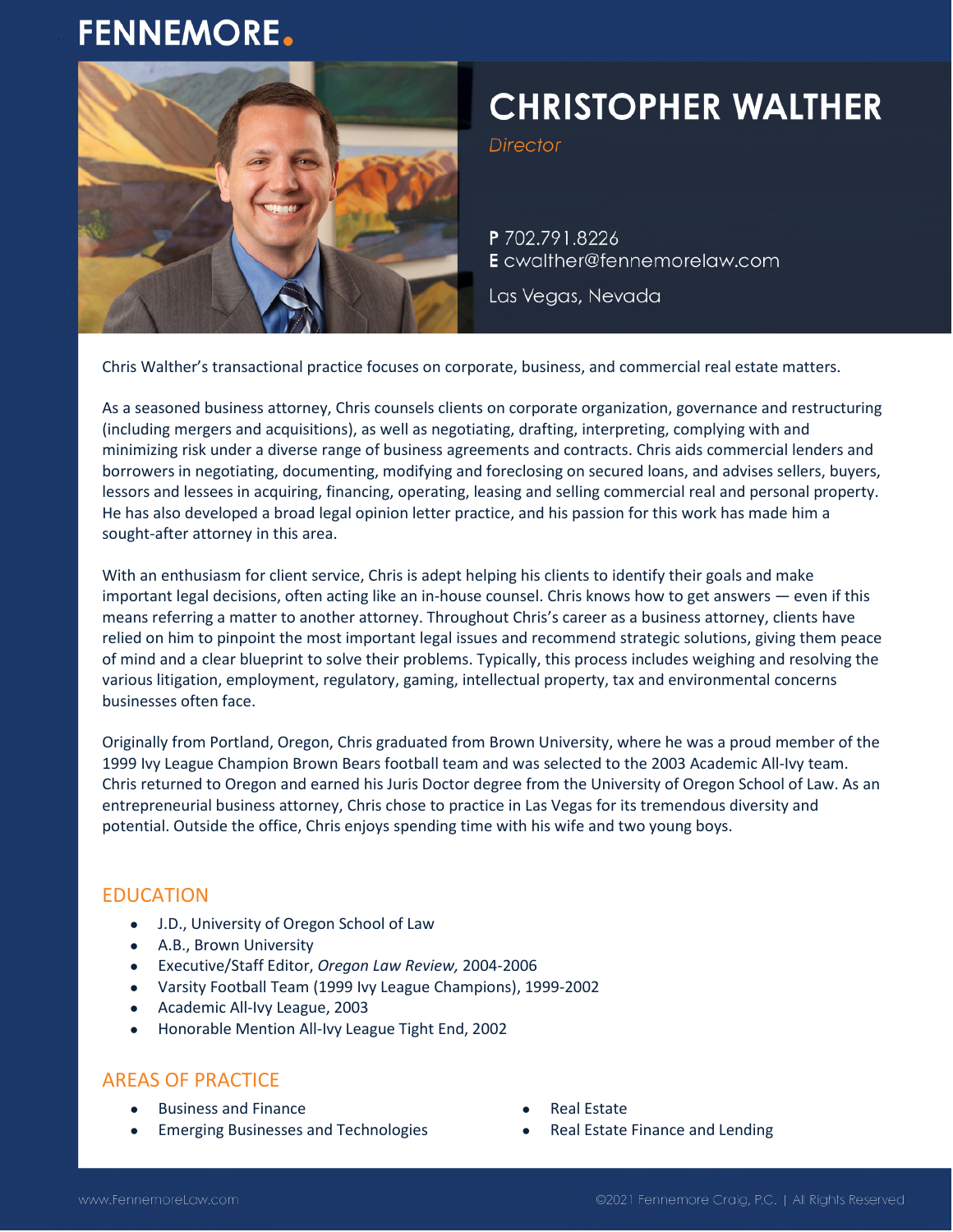FENNEMORE.

# CHRISTOPHER WALTHER

*Director*

**P** 702.791.8226
**E** cwalther@fennemorelaw.com

Las Vegas, Nevada

Chris Walther's transactional practice focuses on corporate, business, and commercial real estate matters.

As a seasoned business attorney, Chris counsels clients on corporate organization, governance and restructuring (including mergers and acquisitions), as well as negotiating, drafting, interpreting, complying with and minimizing risk under a diverse range of business agreements and contracts. Chris aids commercial lenders and borrowers in negotiating, documenting, modifying and foreclosing on secured loans, and advises sellers, buyers, lessors and lessees in acquiring, financing, operating, leasing and selling commercial real and personal property. He has also developed a broad legal opinion letter practice, and his passion for this work has made him a sought-after attorney in this area.

With an enthusiasm for client service, Chris is adept helping his clients to identify their goals and make important legal decisions, often acting like an in-house counsel. Chris knows how to get answers — even if this means referring a matter to another attorney. Throughout Chris's career as a business attorney, clients have relied on him to pinpoint the most important legal issues and recommend strategic solutions, giving them peace of mind and a clear blueprint to solve their problems. Typically, this process includes weighing and resolving the various litigation, employment, regulatory, gaming, intellectual property, tax and environmental concerns businesses often face.

Originally from Portland, Oregon, Chris graduated from Brown University, where he was a proud member of the 1999 Ivy League Champion Brown Bears football team and was selected to the 2003 Academic All-Ivy team. Chris returned to Oregon and earned his Juris Doctor degree from the University of Oregon School of Law. As an entrepreneurial business attorney, Chris chose to practice in Las Vegas for its tremendous diversity and potential. Outside the office, Chris enjoys spending time with his wife and two young boys.

## EDUCATION

- J.D., University of Oregon School of Law
- A.B., Brown University
- Executive/Staff Editor, *Oregon Law Review,* 2004-2006
- Varsity Football Team (1999 Ivy League Champions), 1999-2002
- Academic All-Ivy League, 2003
- Honorable Mention All-Ivy League Tight End, 2002

## AREAS OF PRACTICE

- Business and Finance
- Emerging Businesses and Technologies
- Real Estate
- Real Estate Finance and Lending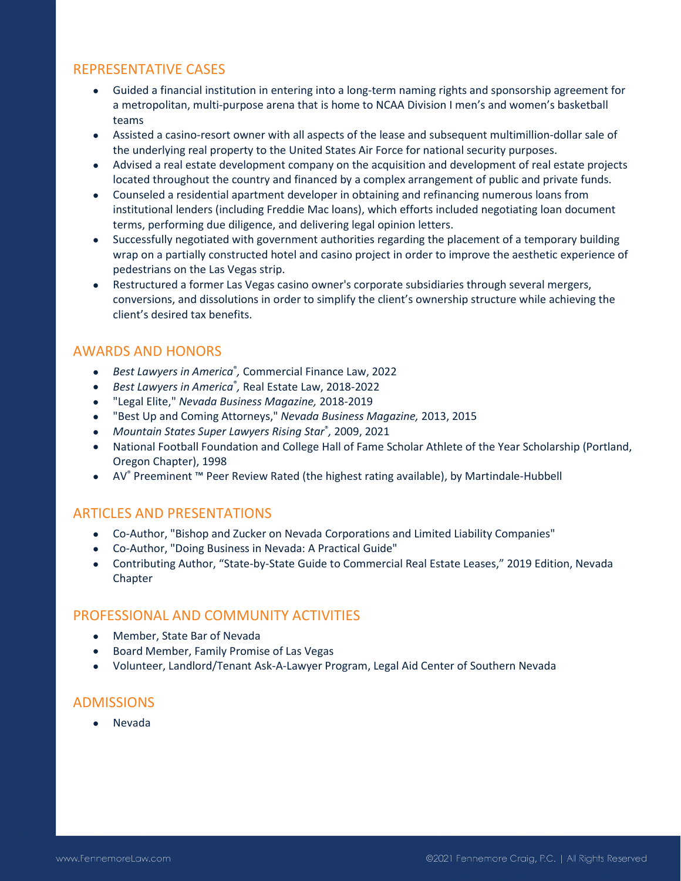## REPRESENTATIVE CASES

- Guided a financial institution in entering into a long-term naming rights and sponsorship agreement for a metropolitan, multi-purpose arena that is home to NCAA Division I men's and women's basketball teams
- Assisted a casino-resort owner with all aspects of the lease and subsequent multimillion-dollar sale of the underlying real property to the United States Air Force for national security purposes.
- Advised a real estate development company on the acquisition and development of real estate projects located throughout the country and financed by a complex arrangement of public and private funds.
- Counseled a residential apartment developer in obtaining and refinancing numerous loans from institutional lenders (including Freddie Mac loans), which efforts included negotiating loan document terms, performing due diligence, and delivering legal opinion letters.
- Successfully negotiated with government authorities regarding the placement of a temporary building wrap on a partially constructed hotel and casino project in order to improve the aesthetic experience of pedestrians on the Las Vegas strip.
- Restructured a former Las Vegas casino owner's corporate subsidiaries through several mergers, conversions, and dissolutions in order to simplify the client's ownership structure while achieving the client's desired tax benefits.

## AWARDS AND HONORS

- *Best Lawyers in America®,* Commercial Finance Law, 2022
- *Best Lawyers in America®,* Real Estate Law, 2018-2022
- "Legal Elite," *Nevada Business Magazine,* 2018-2019
- "Best Up and Coming Attorneys," *Nevada Business Magazine,* 2013, 2015
- *Mountain States Super Lawyers Rising Star®,* 2009, 2021
- National Football Foundation and College Hall of Fame Scholar Athlete of the Year Scholarship (Portland, Oregon Chapter), 1998
- AV® Preeminent ™ Peer Review Rated (the highest rating available), by Martindale-Hubbell

## ARTICLES AND PRESENTATIONS

- Co-Author, "Bishop and Zucker on Nevada Corporations and Limited Liability Companies"
- Co-Author, "Doing Business in Nevada: A Practical Guide"
- Contributing Author, "State-by-State Guide to Commercial Real Estate Leases," 2019 Edition, Nevada Chapter

## PROFESSIONAL AND COMMUNITY ACTIVITIES

- Member, State Bar of Nevada
- Board Member, Family Promise of Las Vegas
- Volunteer, Landlord/Tenant Ask-A-Lawyer Program, Legal Aid Center of Southern Nevada

## ADMISSIONS

- Nevada